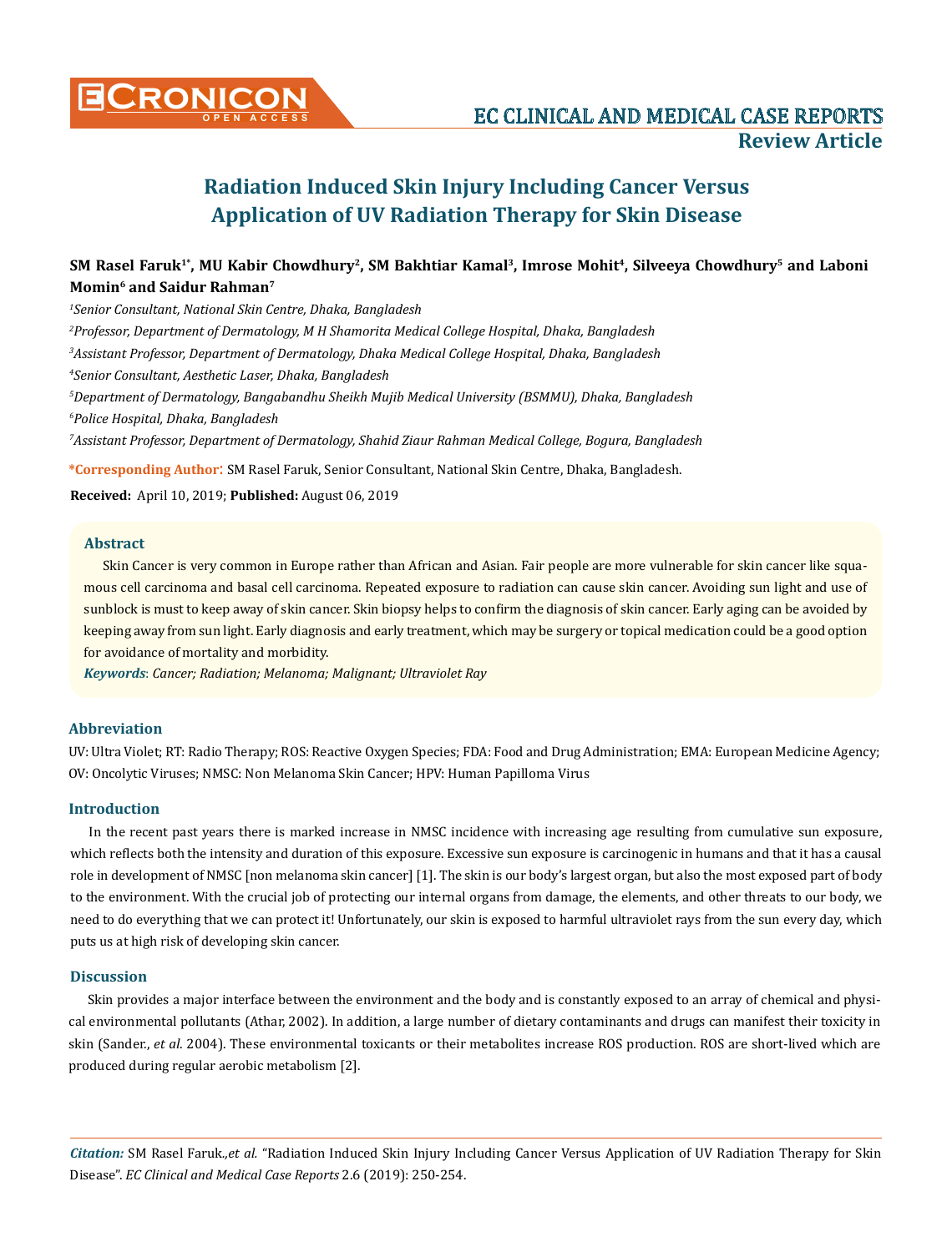**Review Article**

# Radiation Induced Skin Injury Including Cancer Versus Application of UV Radiation Therapy for Skin Disease

**SM Rasel Faruk[1*], MU Kabir Chowdhury[2], SM Bakhtiar Kamal[3], Imrose Mohit[4], Silveeya Chowdhury[5] and Laboni Momin[6] and Saidur Rahman[7]**

*[1]Senior Consultant, National Skin Centre, Dhaka, Bangladesh*

*[2]Professor, Department of Dermatology, M H Shamorita Medical College Hospital, Dhaka, Bangladesh*

*[3]Assistant Professor, Department of Dermatology, Dhaka Medical College Hospital, Dhaka, Bangladesh*

*[4]Senior Consultant, Aesthetic Laser, Dhaka, Bangladesh*

*[5]Department of Dermatology, Bangabandhu Sheikh Mujib Medical University (BSMMU), Dhaka, Bangladesh*

*[6]Police Hospital, Dhaka, Bangladesh*

*[7]Assistant Professor, Department of Dermatology, Shahid Ziaur Rahman Medical College, Bogura, Bangladesh*

**\*Corresponding Author**: SM Rasel Faruk, Senior Consultant, National Skin Centre, Dhaka, Bangladesh.

**Received:** April 10, 2019; **Published:** August 06, 2019

## Abstract

Skin Cancer is very common in Europe rather than African and Asian. Fair people are more vulnerable for skin cancer like squamous cell carcinoma and basal cell carcinoma. Repeated exposure to radiation can cause skin cancer. Avoiding sun light and use of sunblock is must to keep away of skin cancer. Skin biopsy helps to confirm the diagnosis of skin cancer. Early aging can be avoided by keeping away from sun light. Early diagnosis and early treatment, which may be surgery or topical medication could be a good option for avoidance of mortality and morbidity.

***Keywords***: *Cancer; Radiation; Melanoma; Malignant; Ultraviolet Ray*

## Abbreviation

UV: Ultra Violet; RT: Radio Therapy; ROS: Reactive Oxygen Species; FDA: Food and Drug Administration; EMA: European Medicine Agency; OV: Oncolytic Viruses; NMSC: Non Melanoma Skin Cancer; HPV: Human Papilloma Virus

## Introduction

In the recent past years there is marked increase in NMSC incidence with increasing age resulting from cumulative sun exposure, which reflects both the intensity and duration of this exposure. Excessive sun exposure is carcinogenic in humans and that it has a causal role in development of NMSC [non melanoma skin cancer] [1]. The skin is our body's largest organ, but also the most exposed part of body to the environment. With the crucial job of protecting our internal organs from damage, the elements, and other threats to our body, we need to do everything that we can protect it! Unfortunately, our skin is exposed to harmful ultraviolet rays from the sun every day, which puts us at high risk of developing skin cancer.

## Discussion

Skin provides a major interface between the environment and the body and is constantly exposed to an array of chemical and physical environmental pollutants (Athar, 2002). In addition, a large number of dietary contaminants and drugs can manifest their toxicity in skin (Sander., *et al*. 2004). These environmental toxicants or their metabolites increase ROS production. ROS are short-lived which are produced during regular aerobic metabolism [2].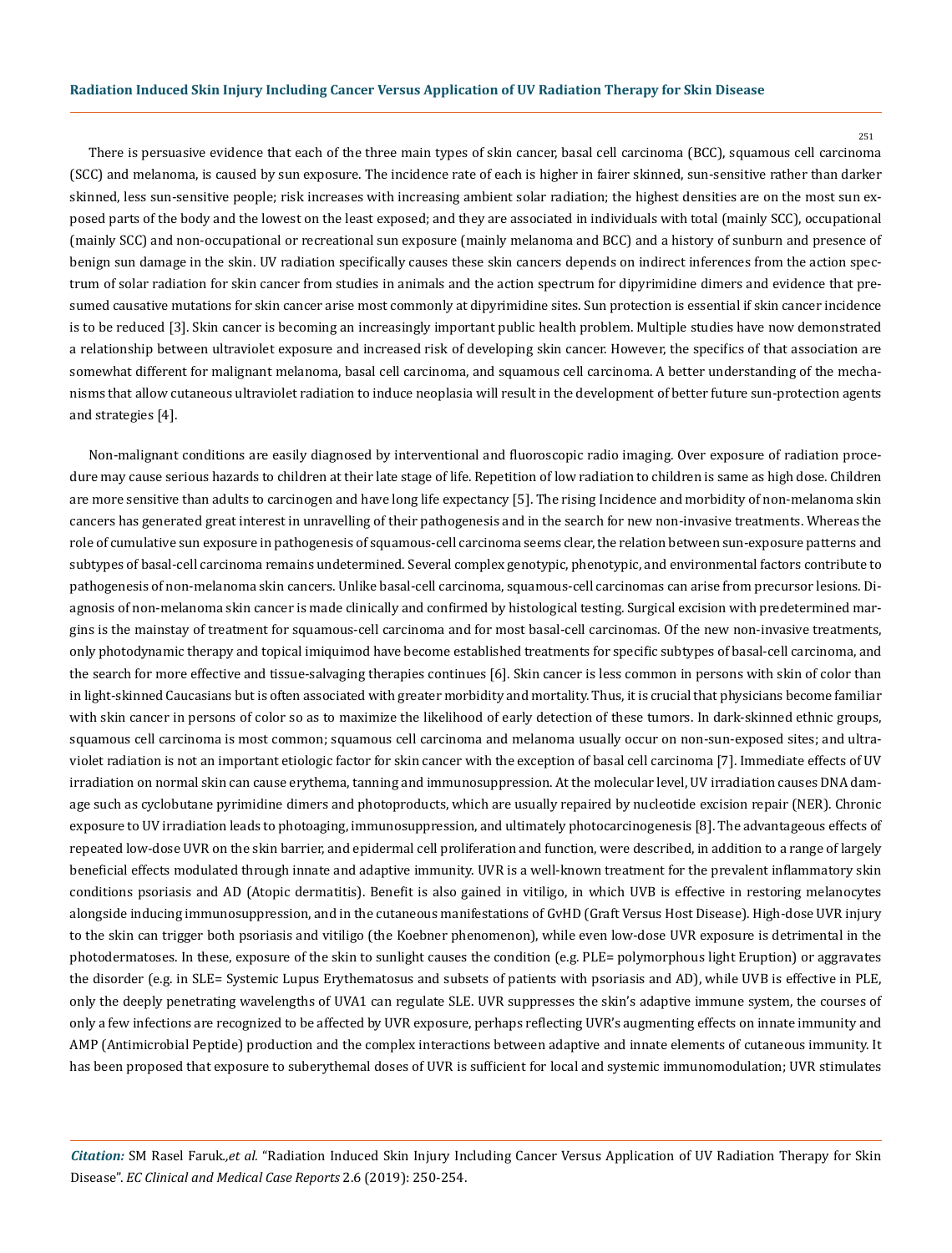There is persuasive evidence that each of the three main types of skin cancer, basal cell carcinoma (BCC), squamous cell carcinoma (SCC) and melanoma, is caused by sun exposure. The incidence rate of each is higher in fairer skinned, sun-sensitive rather than darker skinned, less sun-sensitive people; risk increases with increasing ambient solar radiation; the highest densities are on the most sun exposed parts of the body and the lowest on the least exposed; and they are associated in individuals with total (mainly SCC), occupational (mainly SCC) and non-occupational or recreational sun exposure (mainly melanoma and BCC) and a history of sunburn and presence of benign sun damage in the skin. UV radiation specifically causes these skin cancers depends on indirect inferences from the action spectrum of solar radiation for skin cancer from studies in animals and the action spectrum for dipyrimidine dimers and evidence that presumed causative mutations for skin cancer arise most commonly at dipyrimidine sites. Sun protection is essential if skin cancer incidence is to be reduced [3]. Skin cancer is becoming an increasingly important public health problem. Multiple studies have now demonstrated a relationship between ultraviolet exposure and increased risk of developing skin cancer. However, the specifics of that association are somewhat different for malignant melanoma, basal cell carcinoma, and squamous cell carcinoma. A better understanding of the mechanisms that allow cutaneous ultraviolet radiation to induce neoplasia will result in the development of better future sun-protection agents and strategies [4].

Non-malignant conditions are easily diagnosed by interventional and fluoroscopic radio imaging. Over exposure of radiation procedure may cause serious hazards to children at their late stage of life. Repetition of low radiation to children is same as high dose. Children are more sensitive than adults to carcinogen and have long life expectancy [5]. The rising Incidence and morbidity of non-melanoma skin cancers has generated great interest in unravelling of their pathogenesis and in the search for new non-invasive treatments. Whereas the role of cumulative sun exposure in pathogenesis of squamous-cell carcinoma seems clear, the relation between sun-exposure patterns and subtypes of basal-cell carcinoma remains undetermined. Several complex genotypic, phenotypic, and environmental factors contribute to pathogenesis of non-melanoma skin cancers. Unlike basal-cell carcinoma, squamous-cell carcinomas can arise from precursor lesions. Diagnosis of non-melanoma skin cancer is made clinically and confirmed by histological testing. Surgical excision with predetermined margins is the mainstay of treatment for squamous-cell carcinoma and for most basal-cell carcinomas. Of the new non-invasive treatments, only photodynamic therapy and topical imiquimod have become established treatments for specific subtypes of basal-cell carcinoma, and the search for more effective and tissue-salvaging therapies continues [6]. Skin cancer is less common in persons with skin of color than in light-skinned Caucasians but is often associated with greater morbidity and mortality. Thus, it is crucial that physicians become familiar with skin cancer in persons of color so as to maximize the likelihood of early detection of these tumors. In dark-skinned ethnic groups, squamous cell carcinoma is most common; squamous cell carcinoma and melanoma usually occur on non-sun-exposed sites; and ultraviolet radiation is not an important etiologic factor for skin cancer with the exception of basal cell carcinoma [7]. Immediate effects of UV irradiation on normal skin can cause erythema, tanning and immunosuppression. At the molecular level, UV irradiation causes DNA damage such as cyclobutane pyrimidine dimers and photoproducts, which are usually repaired by nucleotide excision repair (NER). Chronic exposure to UV irradiation leads to photoaging, immunosuppression, and ultimately photocarcinogenesis [8]. The advantageous effects of repeated low-dose UVR on the skin barrier, and epidermal cell proliferation and function, were described, in addition to a range of largely beneficial effects modulated through innate and adaptive immunity. UVR is a well-known treatment for the prevalent inflammatory skin conditions psoriasis and AD (Atopic dermatitis). Benefit is also gained in vitiligo, in which UVB is effective in restoring melanocytes alongside inducing immunosuppression, and in the cutaneous manifestations of GvHD (Graft Versus Host Disease). High-dose UVR injury to the skin can trigger both psoriasis and vitiligo (the Koebner phenomenon), while even low-dose UVR exposure is detrimental in the photodermatoses. In these, exposure of the skin to sunlight causes the condition (e.g. PLE= polymorphous light Eruption) or aggravates the disorder (e.g. in SLE= Systemic Lupus Erythematosus and subsets of patients with psoriasis and AD), while UVB is effective in PLE, only the deeply penetrating wavelengths of UVA1 can regulate SLE. UVR suppresses the skin's adaptive immune system, the courses of only a few infections are recognized to be affected by UVR exposure, perhaps reflecting UVR's augmenting effects on innate immunity and AMP (Antimicrobial Peptide) production and the complex interactions between adaptive and innate elements of cutaneous immunity. It has been proposed that exposure to suberythemal doses of UVR is sufficient for local and systemic immunomodulation; UVR stimulates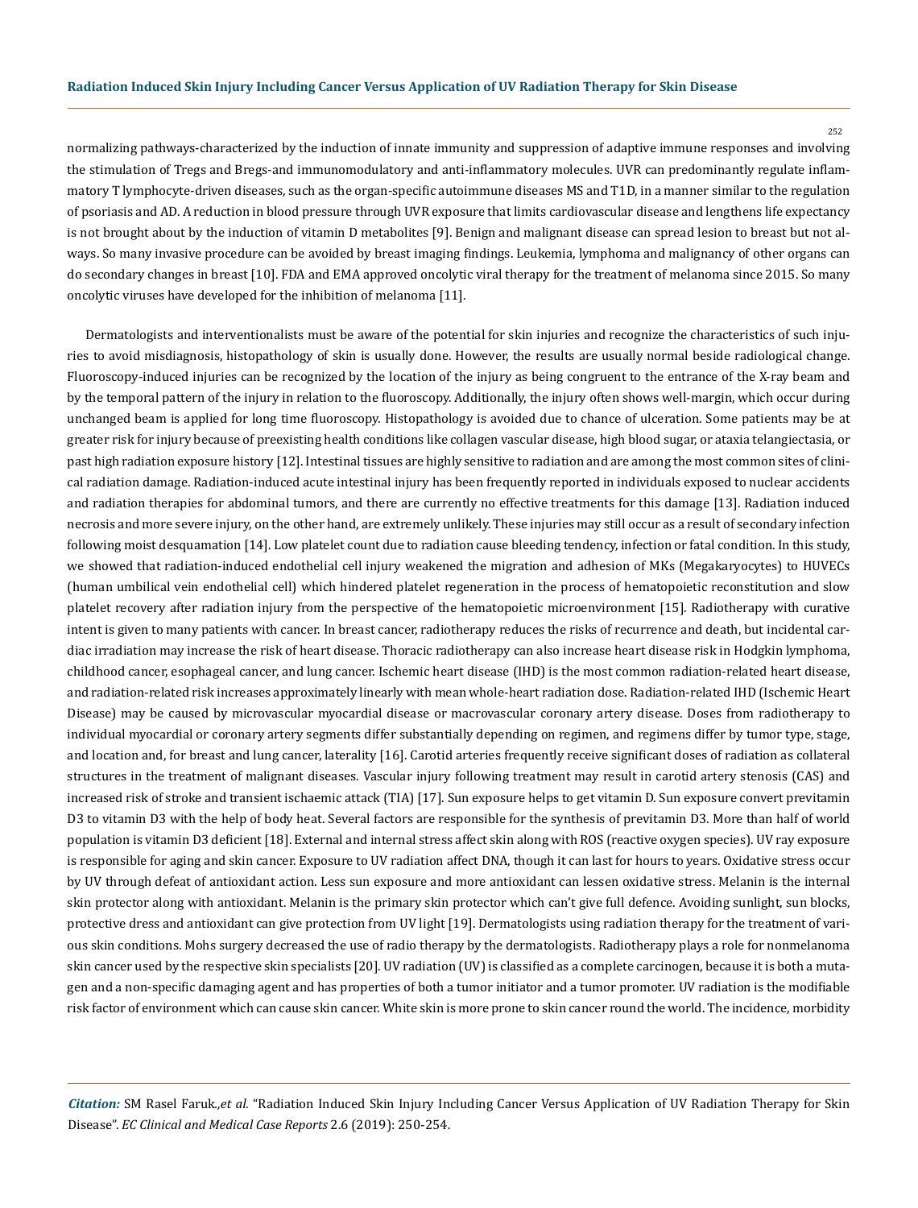normalizing pathways-characterized by the induction of innate immunity and suppression of adaptive immune responses and involving the stimulation of Tregs and Bregs-and immunomodulatory and anti-inflammatory molecules. UVR can predominantly regulate inflammatory T lymphocyte-driven diseases, such as the organ-specific autoimmune diseases MS and T1D, in a manner similar to the regulation of psoriasis and AD. A reduction in blood pressure through UVR exposure that limits cardiovascular disease and lengthens life expectancy is not brought about by the induction of vitamin D metabolites [9]. Benign and malignant disease can spread lesion to breast but not always. So many invasive procedure can be avoided by breast imaging findings. Leukemia, lymphoma and malignancy of other organs can do secondary changes in breast [10]. FDA and EMA approved oncolytic viral therapy for the treatment of melanoma since 2015. So many oncolytic viruses have developed for the inhibition of melanoma [11].

Dermatologists and interventionalists must be aware of the potential for skin injuries and recognize the characteristics of such injuries to avoid misdiagnosis, histopathology of skin is usually done. However, the results are usually normal beside radiological change. Fluoroscopy-induced injuries can be recognized by the location of the injury as being congruent to the entrance of the X-ray beam and by the temporal pattern of the injury in relation to the fluoroscopy. Additionally, the injury often shows well-margin, which occur during unchanged beam is applied for long time fluoroscopy. Histopathology is avoided due to chance of ulceration. Some patients may be at greater risk for injury because of preexisting health conditions like collagen vascular disease, high blood sugar, or ataxia telangiectasia, or past high radiation exposure history [12]. Intestinal tissues are highly sensitive to radiation and are among the most common sites of clinical radiation damage. Radiation-induced acute intestinal injury has been frequently reported in individuals exposed to nuclear accidents and radiation therapies for abdominal tumors, and there are currently no effective treatments for this damage [13]. Radiation induced necrosis and more severe injury, on the other hand, are extremely unlikely. These injuries may still occur as a result of secondary infection following moist desquamation [14]. Low platelet count due to radiation cause bleeding tendency, infection or fatal condition. In this study, we showed that radiation-induced endothelial cell injury weakened the migration and adhesion of MKs (Megakaryocytes) to HUVECs (human umbilical vein endothelial cell) which hindered platelet regeneration in the process of hematopoietic reconstitution and slow platelet recovery after radiation injury from the perspective of the hematopoietic microenvironment [15]. Radiotherapy with curative intent is given to many patients with cancer. In breast cancer, radiotherapy reduces the risks of recurrence and death, but incidental cardiac irradiation may increase the risk of heart disease. Thoracic radiotherapy can also increase heart disease risk in Hodgkin lymphoma, childhood cancer, esophageal cancer, and lung cancer. Ischemic heart disease (IHD) is the most common radiation-related heart disease, and radiation-related risk increases approximately linearly with mean whole-heart radiation dose. Radiation-related IHD (Ischemic Heart Disease) may be caused by microvascular myocardial disease or macrovascular coronary artery disease. Doses from radiotherapy to individual myocardial or coronary artery segments differ substantially depending on regimen, and regimens differ by tumor type, stage, and location and, for breast and lung cancer, laterality [16]. Carotid arteries frequently receive significant doses of radiation as collateral structures in the treatment of malignant diseases. Vascular injury following treatment may result in carotid artery stenosis (CAS) and increased risk of stroke and transient ischaemic attack (TIA) [17]. Sun exposure helps to get vitamin D. Sun exposure convert previtamin D3 to vitamin D3 with the help of body heat. Several factors are responsible for the synthesis of previtamin D3. More than half of world population is vitamin D3 deficient [18]. External and internal stress affect skin along with ROS (reactive oxygen species). UV ray exposure is responsible for aging and skin cancer. Exposure to UV radiation affect DNA, though it can last for hours to years. Oxidative stress occur by UV through defeat of antioxidant action. Less sun exposure and more antioxidant can lessen oxidative stress. Melanin is the internal skin protector along with antioxidant. Melanin is the primary skin protector which can't give full defence. Avoiding sunlight, sun blocks, protective dress and antioxidant can give protection from UV light [19]. Dermatologists using radiation therapy for the treatment of various skin conditions. Mohs surgery decreased the use of radio therapy by the dermatologists. Radiotherapy plays a role for nonmelanoma skin cancer used by the respective skin specialists [20]. UV radiation (UV) is classified as a complete carcinogen, because it is both a mutagen and a non-specific damaging agent and has properties of both a tumor initiator and a tumor promoter. UV radiation is the modifiable risk factor of environment which can cause skin cancer. White skin is more prone to skin cancer round the world. The incidence, morbidity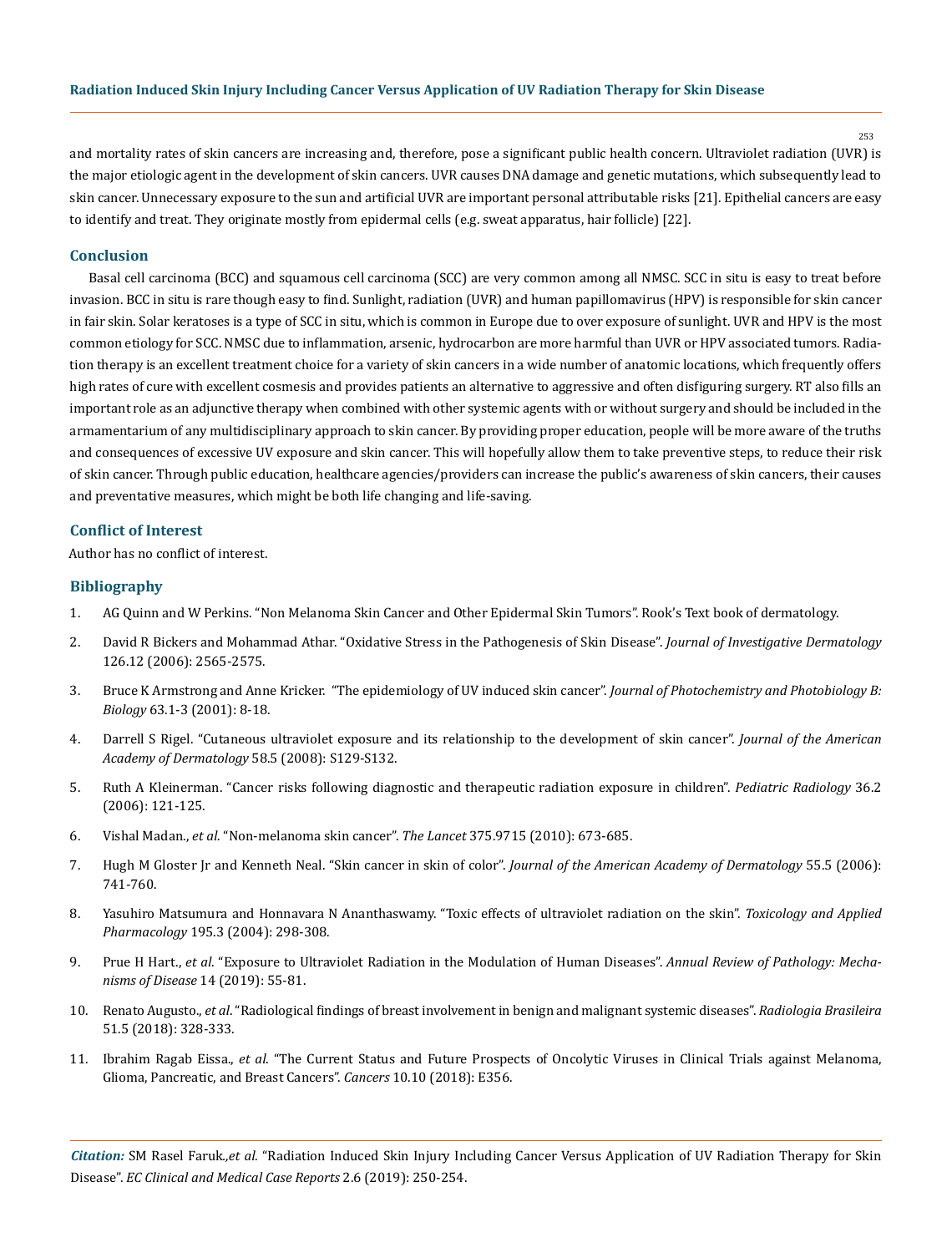and mortality rates of skin cancers are increasing and, therefore, pose a significant public health concern. Ultraviolet radiation (UVR) is the major etiologic agent in the development of skin cancers. UVR causes DNA damage and genetic mutations, which subsequently lead to skin cancer. Unnecessary exposure to the sun and artificial UVR are important personal attributable risks [21]. Epithelial cancers are easy to identify and treat. They originate mostly from epidermal cells (e.g. sweat apparatus, hair follicle) [22].

## Conclusion

Basal cell carcinoma (BCC) and squamous cell carcinoma (SCC) are very common among all NMSC. SCC in situ is easy to treat before invasion. BCC in situ is rare though easy to find. Sunlight, radiation (UVR) and human papillomavirus (HPV) is responsible for skin cancer in fair skin. Solar keratoses is a type of SCC in situ, which is common in Europe due to over exposure of sunlight. UVR and HPV is the most common etiology for SCC. NMSC due to inflammation, arsenic, hydrocarbon are more harmful than UVR or HPV associated tumors. Radiation therapy is an excellent treatment choice for a variety of skin cancers in a wide number of anatomic locations, which frequently offers high rates of cure with excellent cosmesis and provides patients an alternative to aggressive and often disfiguring surgery. RT also fills an important role as an adjunctive therapy when combined with other systemic agents with or without surgery and should be included in the armamentarium of any multidisciplinary approach to skin cancer. By providing proper education, people will be more aware of the truths and consequences of excessive UV exposure and skin cancer. This will hopefully allow them to take preventive steps, to reduce their risk of skin cancer. Through public education, healthcare agencies/providers can increase the public's awareness of skin cancers, their causes and preventative measures, which might be both life changing and life-saving.

## Conflict of Interest

Author has no conflict of interest.

## Bibliography

1. AG Quinn and W Perkins. "Non Melanoma Skin Cancer and Other Epidermal Skin Tumors". Rook's Text book of dermatology.
2. David R Bickers and Mohammad Athar. "Oxidative Stress in the Pathogenesis of Skin Disease". *Journal of Investigative Dermatology* 126.12 (2006): 2565-2575.
3. Bruce K Armstrong and Anne Kricker. "The epidemiology of UV induced skin cancer". *Journal of Photochemistry and Photobiology B: Biology* 63.1-3 (2001): 8-18.
4. Darrell S Rigel. "Cutaneous ultraviolet exposure and its relationship to the development of skin cancer". *Journal of the American Academy of Dermatology* 58.5 (2008): S129-S132.
5. Ruth A Kleinerman. "Cancer risks following diagnostic and therapeutic radiation exposure in children". *Pediatric Radiology* 36.2 (2006): 121-125.
6. Vishal Madan., *et al*. "Non-melanoma skin cancer". *The Lancet* 375.9715 (2010): 673-685.
7. Hugh M Gloster Jr and Kenneth Neal. "Skin cancer in skin of color". *Journal of the American Academy of Dermatology* 55.5 (2006): 741-760.
8. Yasuhiro Matsumura and Honnavara N Ananthaswamy. "Toxic effects of ultraviolet radiation on the skin". *Toxicology and Applied Pharmacology* 195.3 (2004): 298-308.
9. Prue H Hart., *et al*. "Exposure to Ultraviolet Radiation in the Modulation of Human Diseases". *Annual Review of Pathology: Mechanisms of Disease* 14 (2019): 55-81.
10. Renato Augusto., *et al*. "Radiological findings of breast involvement in benign and malignant systemic diseases". *Radiologia Brasileira* 51.5 (2018): 328-333.
11. Ibrahim Ragab Eissa., *et al*. "The Current Status and Future Prospects of Oncolytic Viruses in Clinical Trials against Melanoma, Glioma, Pancreatic, and Breast Cancers". *Cancers* 10.10 (2018): E356.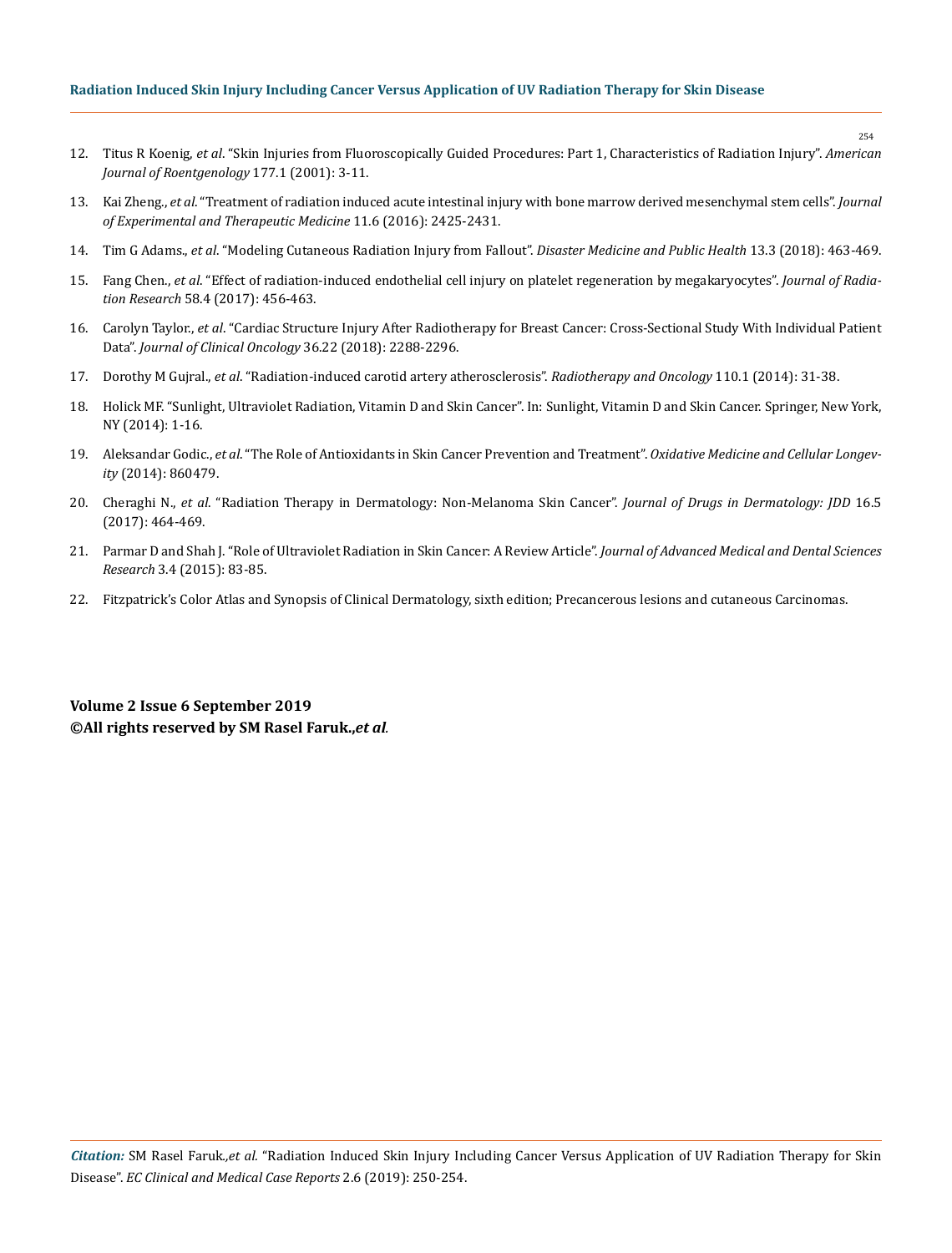12. Titus R Koenig, *et al*. "Skin Injuries from Fluoroscopically Guided Procedures: Part 1, Characteristics of Radiation Injury". *American Journal of Roentgenology* 177.1 (2001): 3-11.
13. Kai Zheng., *et al*. "Treatment of radiation induced acute intestinal injury with bone marrow derived mesenchymal stem cells". *Journal of Experimental and Therapeutic Medicine* 11.6 (2016): 2425-2431.
14. Tim G Adams., *et al*. "Modeling Cutaneous Radiation Injury from Fallout". *Disaster Medicine and Public Health* 13.3 (2018): 463-469.
15. Fang Chen., *et al*. "Effect of radiation-induced endothelial cell injury on platelet regeneration by megakaryocytes". *Journal of Radiation Research* 58.4 (2017): 456-463.
16. Carolyn Taylor., *et al*. "Cardiac Structure Injury After Radiotherapy for Breast Cancer: Cross-Sectional Study With Individual Patient Data". *Journal of Clinical Oncology* 36.22 (2018): 2288-2296.
17. Dorothy M Gujral., *et al*. "Radiation-induced carotid artery atherosclerosis". *Radiotherapy and Oncology* 110.1 (2014): 31-38.
18. Holick MF. "Sunlight, Ultraviolet Radiation, Vitamin D and Skin Cancer". In: Sunlight, Vitamin D and Skin Cancer. Springer, New York, NY (2014): 1-16.
19. Aleksandar Godic., *et al*. "The Role of Antioxidants in Skin Cancer Prevention and Treatment". *Oxidative Medicine and Cellular Longevity* (2014): 860479.
20. Cheraghi N., *et al*. "Radiation Therapy in Dermatology: Non-Melanoma Skin Cancer". *Journal of Drugs in Dermatology: JDD* 16.5 (2017): 464-469.
21. Parmar D and Shah J. "Role of Ultraviolet Radiation in Skin Cancer: A Review Article". *Journal of Advanced Medical and Dental Sciences Research* 3.4 (2015): 83-85.
22. Fitzpatrick's Color Atlas and Synopsis of Clinical Dermatology, sixth edition; Precancerous lesions and cutaneous Carcinomas.

**Volume 2 Issue 6 September 2019**
**©All rights reserved by SM Rasel Faruk.,*et al.***